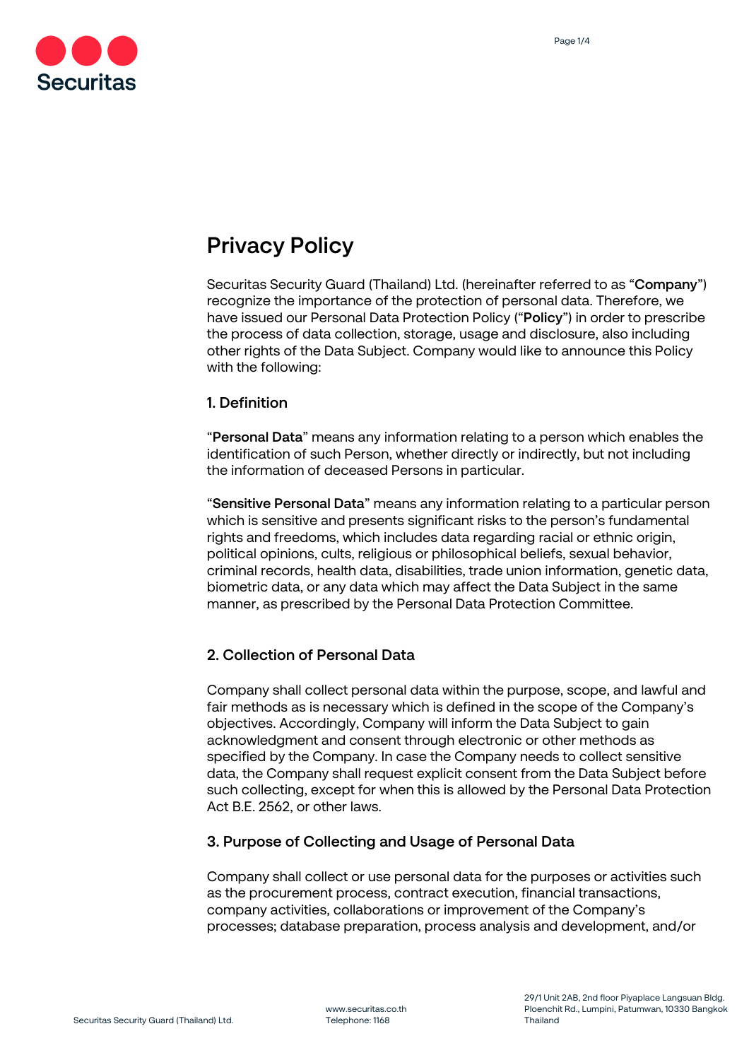# Privacy Policy

Securitas Security Guard (Thailand) Ltd. (hereinafter referred to as "**Company**") recognize the importance of the protection of personal data. Therefore, we have issued our Personal Data Protection Policy ("**Policy**") in order to prescribe the process of data collection, storage, usage and disclosure, also including other rights of the Data Subject. Company would like to announce this Policy with the following:

## 1. Definition

"**Personal Data**" means any information relating to a person which enables the identification of such Person, whether directly or indirectly, but not including the information of deceased Persons in particular.

"**Sensitive Personal Data**" means any information relating to a particular person which is sensitive and presents significant risks to the person's fundamental rights and freedoms, which includes data regarding racial or ethnic origin, political opinions, cults, religious or philosophical beliefs, sexual behavior, criminal records, health data, disabilities, trade union information, genetic data, biometric data, or any data which may affect the Data Subject in the same manner, as prescribed by the Personal Data Protection Committee.

## 2. Collection of Personal Data

Company shall collect personal data within the purpose, scope, and lawful and fair methods as is necessary which is defined in the scope of the Company's objectives. Accordingly, Company will inform the Data Subject to gain acknowledgment and consent through electronic or other methods as specified by the Company. In case the Company needs to collect sensitive data, the Company shall request explicit consent from the Data Subject before such collecting, except for when this is allowed by the Personal Data Protection Act B.E. 2562, or other laws.

## 3. Purpose of Collecting and Usage of Personal Data

Company shall collect or use personal data for the purposes or activities such as the procurement process, contract execution, financial transactions, company activities, collaborations or improvement of the Company's processes; database preparation, process analysis and development, and/or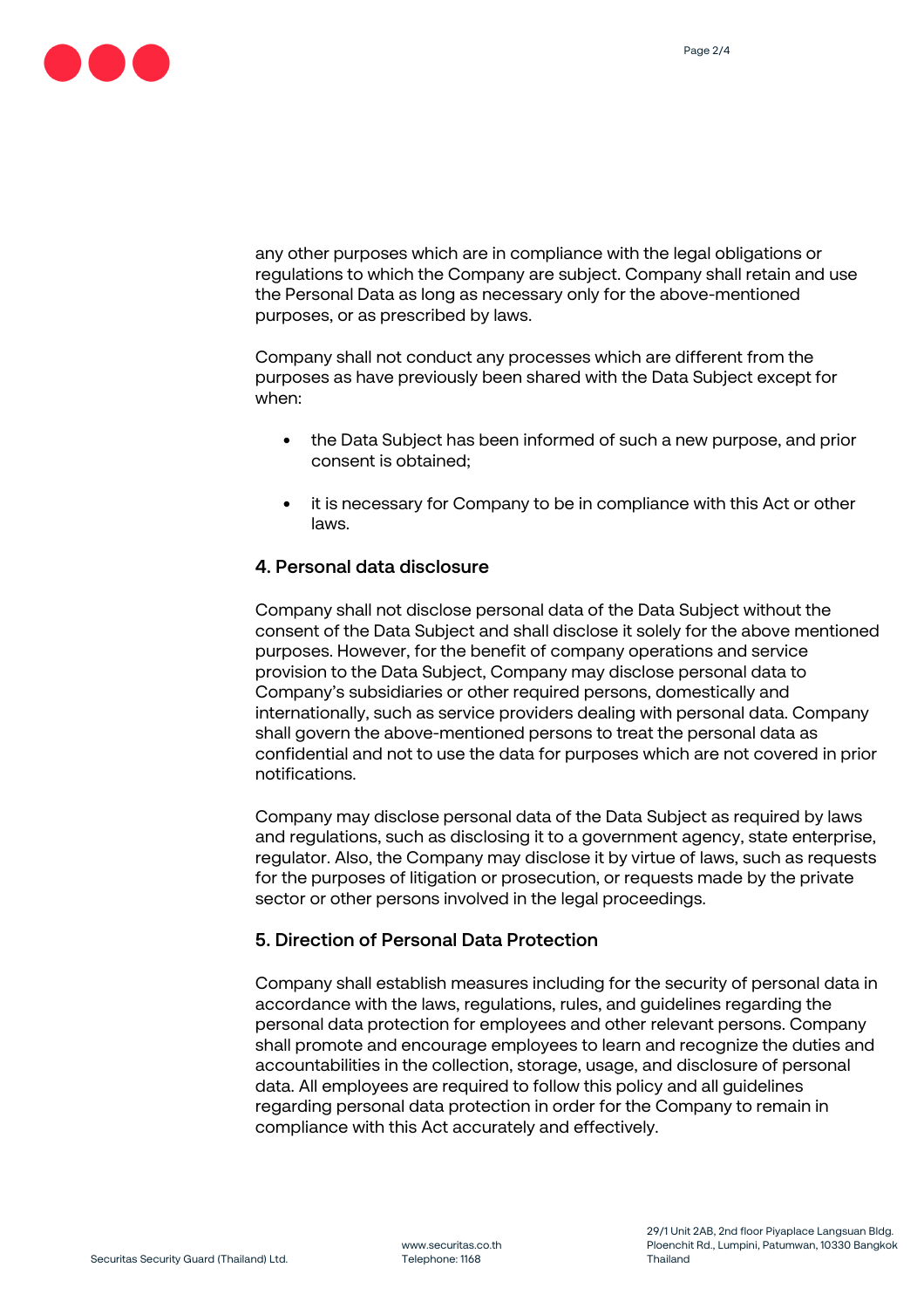any other purposes which are in compliance with the legal obligations or regulations to which the Company are subject. Company shall retain and use the Personal Data as long as necessary only for the above-mentioned purposes, or as prescribed by laws.

Company shall not conduct any processes which are different from the purposes as have previously been shared with the Data Subject except for when:

- the Data Subject has been informed of such a new purpose, and prior consent is obtained;
- it is necessary for Company to be in compliance with this Act or other laws.

## 4. Personal data disclosure

Company shall not disclose personal data of the Data Subject without the consent of the Data Subject and shall disclose it solely for the above mentioned purposes. However, for the benefit of company operations and service provision to the Data Subject, Company may disclose personal data to Company's subsidiaries or other required persons, domestically and internationally, such as service providers dealing with personal data. Company shall govern the above-mentioned persons to treat the personal data as confidential and not to use the data for purposes which are not covered in prior notifications.

Company may disclose personal data of the Data Subject as required by laws and regulations, such as disclosing it to a government agency, state enterprise, regulator. Also, the Company may disclose it by virtue of laws, such as requests for the purposes of litigation or prosecution, or requests made by the private sector or other persons involved in the legal proceedings.

## 5. Direction of Personal Data Protection

Company shall establish measures including for the security of personal data in accordance with the laws, regulations, rules, and guidelines regarding the personal data protection for employees and other relevant persons. Company shall promote and encourage employees to learn and recognize the duties and accountabilities in the collection, storage, usage, and disclosure of personal data. All employees are required to follow this policy and all guidelines regarding personal data protection in order for the Company to remain in compliance with this Act accurately and effectively.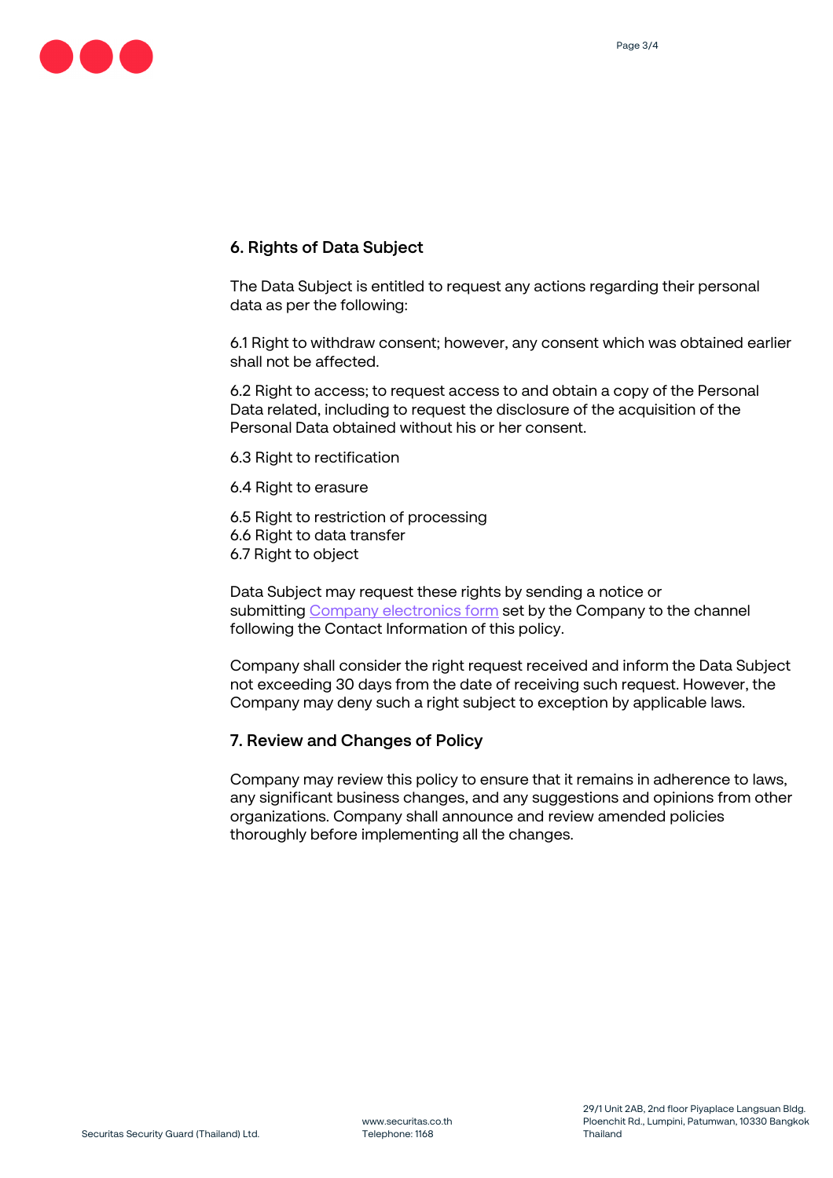## 6. Rights of Data Subject

The Data Subject is entitled to request any actions regarding their personal data as per the following:

6.1 Right to withdraw consent; however, any consent which was obtained earlier shall not be affected.

6.2 Right to access; to request access to and obtain a copy of the Personal Data related, including to request the disclosure of the acquisition of the Personal Data obtained without his or her consent.

6.3 Right to rectification

6.4 Right to erasure

6.5 Right to restriction of processing
6.6 Right to data transfer
6.7 Right to object

Data Subject may request these rights by sending a notice or submitting Company electronics form set by the Company to the channel following the Contact Information of this policy.

Company shall consider the right request received and inform the Data Subject not exceeding 30 days from the date of receiving such request. However, the Company may deny such a right subject to exception by applicable laws.

## 7. Review and Changes of Policy

Company may review this policy to ensure that it remains in adherence to laws, any significant business changes, and any suggestions and opinions from other organizations. Company shall announce and review amended policies thoroughly before implementing all the changes.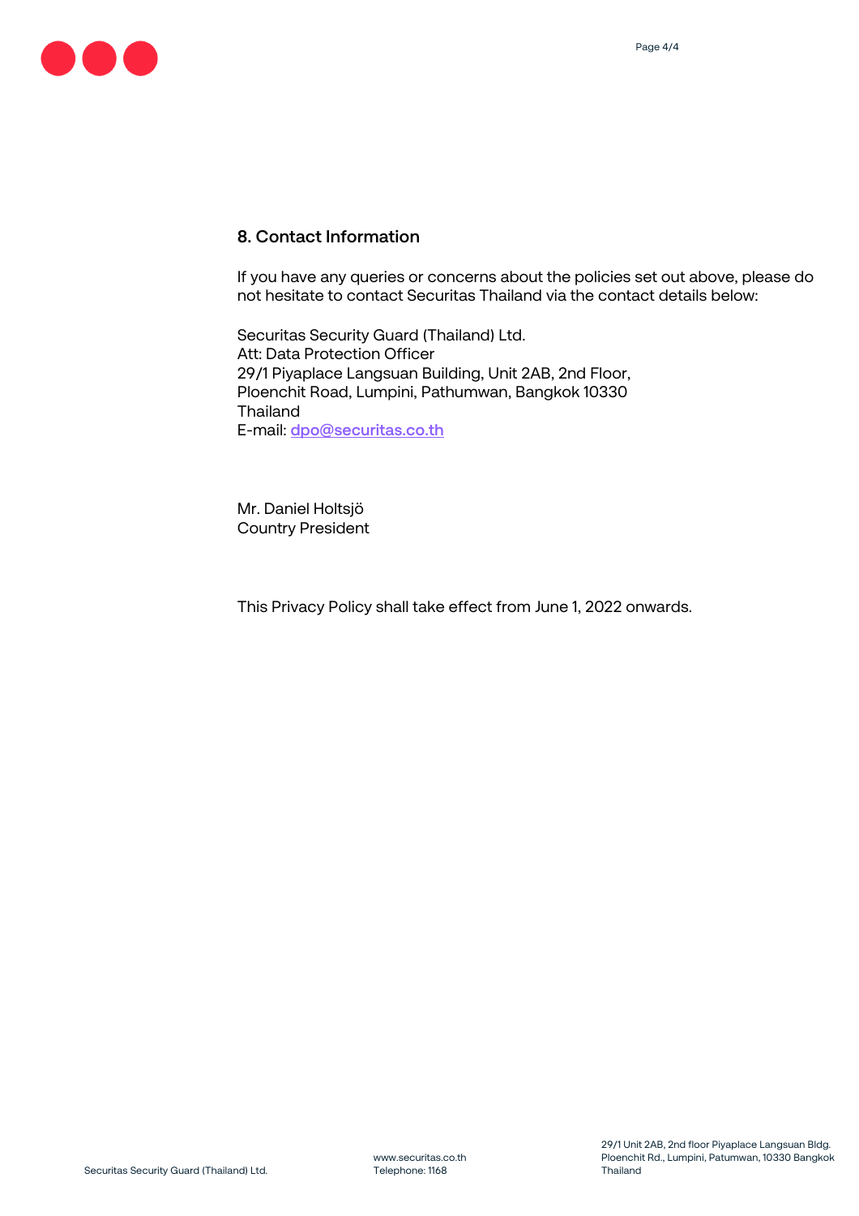## 8. Contact Information

If you have any queries or concerns about the policies set out above, please do not hesitate to contact Securitas Thailand via the contact details below:

Securitas Security Guard (Thailand) Ltd.
Att: Data Protection Officer
29/1 Piyaplace Langsuan Building, Unit 2AB, 2nd Floor,
Ploenchit Road, Lumpini, Pathumwan, Bangkok 10330
Thailand
E-mail: dpo@securitas.co.th

Mr. Daniel Holtsjö
Country President

This Privacy Policy shall take effect from June 1, 2022 onwards.